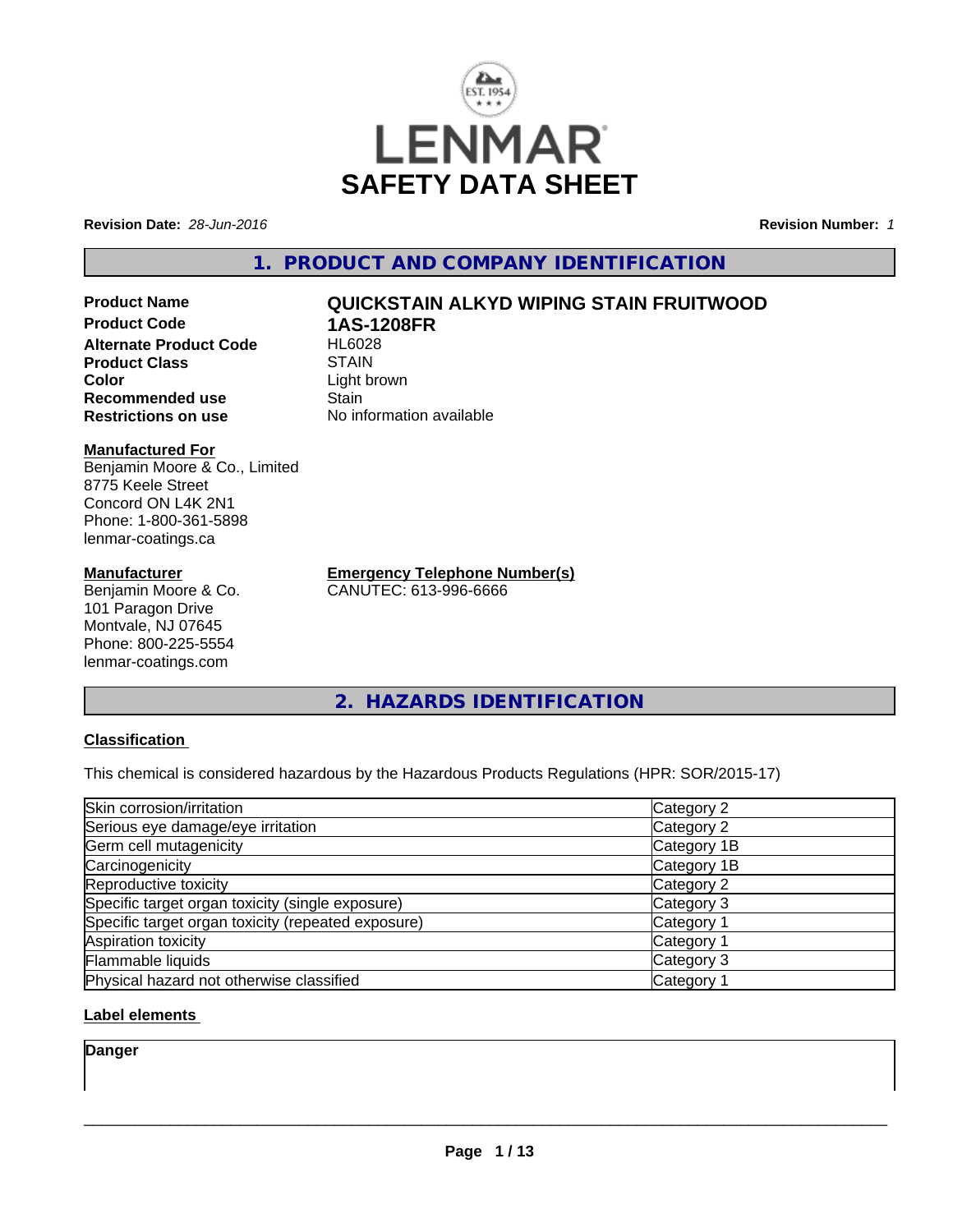# LENMAR

# SAFETY DATA SHEET

**Revision Date:** *28-Jun-2016*

**Revision Number:** *1*

## 1. PRODUCT AND COMPANY IDENTIFICATION

| | |
|---|---|
| **Product Name** | **QUICKSTAIN ALKYD WIPING STAIN FRUITWOOD** |
| **Product Code** | **1AS-1208FR** |
| **Alternate Product Code** | HL6028 |
| **Product Class** | STAIN |
| **Color** | Light brown |
| **Recommended use** | Stain |
| **Restrictions on use** | No information available |

**Manufactured For**
Benjamin Moore & Co., Limited
8775 Keele Street
Concord ON L4K 2N1
Phone: 1-800-361-5898
lenmar-coatings.ca

**Manufacturer**
Benjamin Moore & Co.
101 Paragon Drive
Montvale, NJ 07645
Phone: 800-225-5554
lenmar-coatings.com

**Emergency Telephone Number(s)**
CANUTEC: 613-996-6666

## 2. HAZARDS IDENTIFICATION

**Classification**

This chemical is considered hazardous by the Hazardous Products Regulations (HPR: SOR/2015-17)

| | |
|---|---|
| Skin corrosion/irritation | Category 2 |
| Serious eye damage/eye irritation | Category 2 |
| Germ cell mutagenicity | Category 1B |
| Carcinogenicity | Category 1B |
| Reproductive toxicity | Category 2 |
| Specific target organ toxicity (single exposure) | Category 3 |
| Specific target organ toxicity (repeated exposure) | Category 1 |
| Aspiration toxicity | Category 1 |
| Flammable liquids | Category 3 |
| Physical hazard not otherwise classified | Category 1 |

**Label elements**

**Danger**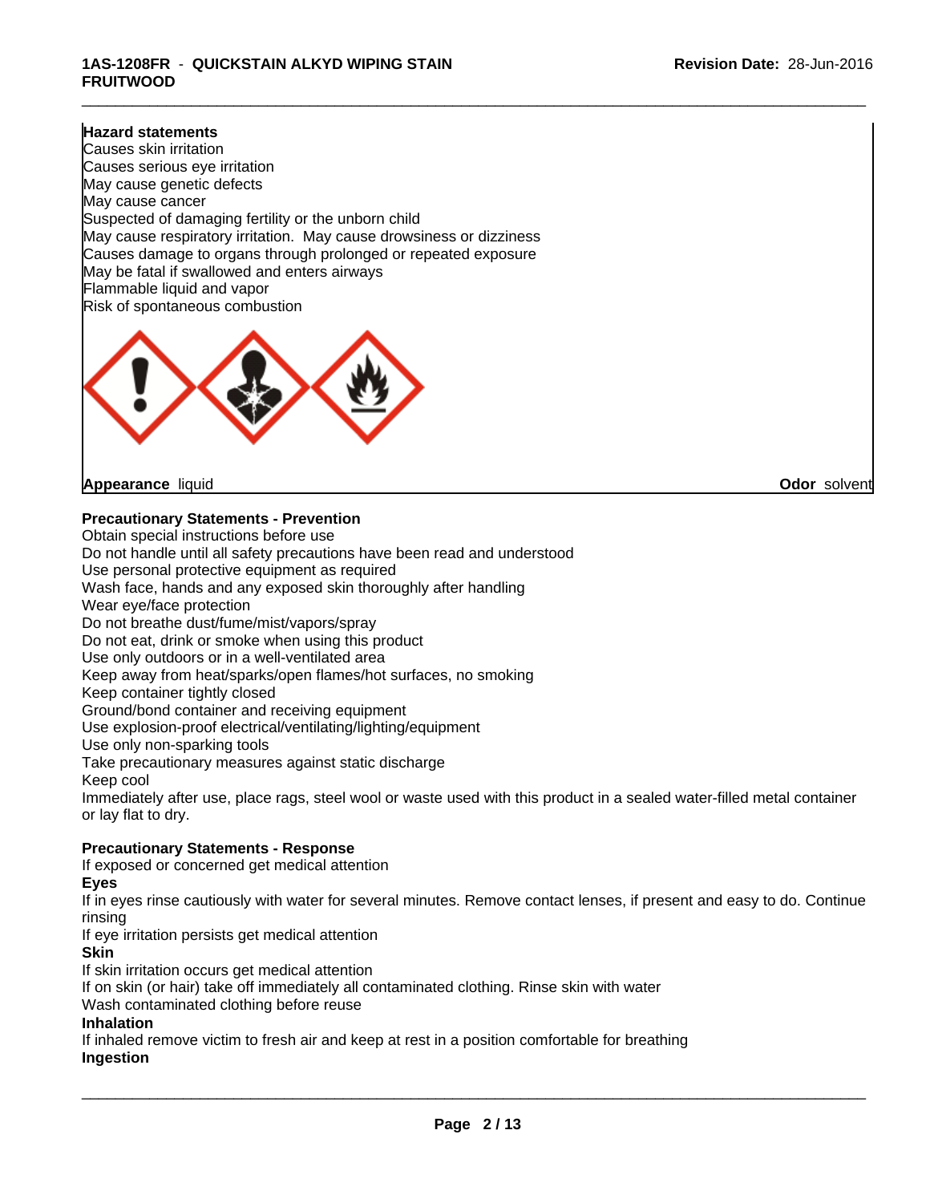**Hazard statements**
Causes skin irritation
Causes serious eye irritation
May cause genetic defects
May cause cancer
Suspected of damaging fertility or the unborn child
May cause respiratory irritation. May cause drowsiness or dizziness
Causes damage to organs through prolonged or repeated exposure
May be fatal if swallowed and enters airways
Flammable liquid and vapor
Risk of spontaneous combustion

**Appearance** liquid **Odor** solvent

**Precautionary Statements - Prevention**
Obtain special instructions before use
Do not handle until all safety precautions have been read and understood
Use personal protective equipment as required
Wash face, hands and any exposed skin thoroughly after handling
Wear eye/face protection
Do not breathe dust/fume/mist/vapors/spray
Do not eat, drink or smoke when using this product
Use only outdoors or in a well-ventilated area
Keep away from heat/sparks/open flames/hot surfaces, no smoking
Keep container tightly closed
Ground/bond container and receiving equipment
Use explosion-proof electrical/ventilating/lighting/equipment
Use only non-sparking tools
Take precautionary measures against static discharge
Keep cool
Immediately after use, place rags, steel wool or waste used with this product in a sealed water-filled metal container or lay flat to dry.

**Precautionary Statements - Response**
If exposed or concerned get medical attention
**Eyes**
If in eyes rinse cautiously with water for several minutes. Remove contact lenses, if present and easy to do. Continue rinsing
If eye irritation persists get medical attention
**Skin**
If skin irritation occurs get medical attention
If on skin (or hair) take off immediately all contaminated clothing. Rinse skin with water
Wash contaminated clothing before reuse
**Inhalation**
If inhaled remove victim to fresh air and keep at rest in a position comfortable for breathing
**Ingestion**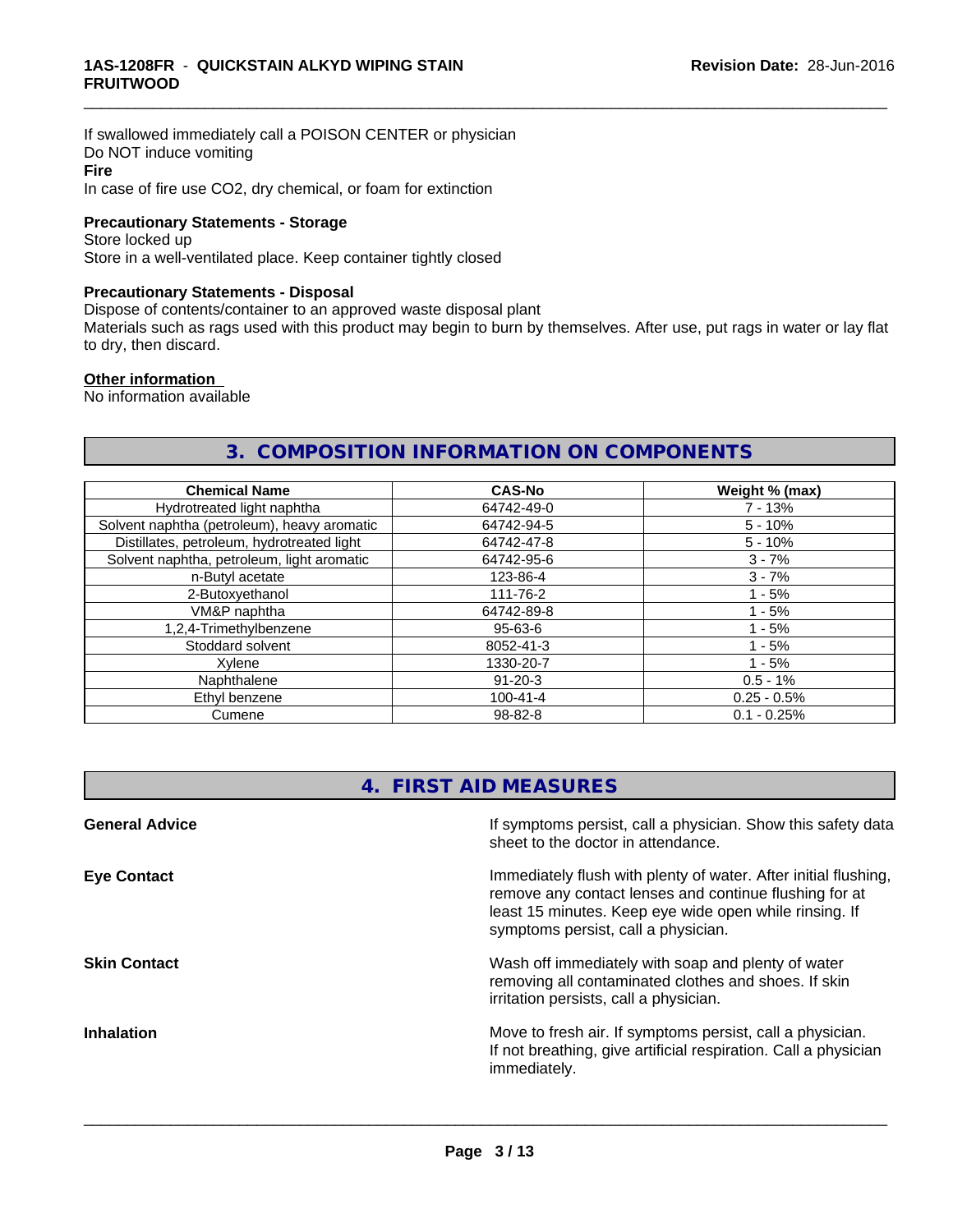If swallowed immediately call a POISON CENTER or physician
Do NOT induce vomiting

**Fire**

In case of fire use CO2, dry chemical, or foam for extinction

**Precautionary Statements - Storage**

Store locked up
Store in a well-ventilated place. Keep container tightly closed

**Precautionary Statements - Disposal**

Dispose of contents/container to an approved waste disposal plant
Materials such as rags used with this product may begin to burn by themselves. After use, put rags in water or lay flat to dry, then discard.

**Other information**

No information available

## 3. COMPOSITION INFORMATION ON COMPONENTS

| Chemical Name | CAS-No | Weight % (max) |
|---|---|---|
| Hydrotreated light naphtha | 64742-49-0 | 7 - 13% |
| Solvent naphtha (petroleum), heavy aromatic | 64742-94-5 | 5 - 10% |
| Distillates, petroleum, hydrotreated light | 64742-47-8 | 5 - 10% |
| Solvent naphtha, petroleum, light aromatic | 64742-95-6 | 3 - 7% |
| n-Butyl acetate | 123-86-4 | 3 - 7% |
| 2-Butoxyethanol | 111-76-2 | 1 - 5% |
| VM&P naphtha | 64742-89-8 | 1 - 5% |
| 1,2,4-Trimethylbenzene | 95-63-6 | 1 - 5% |
| Stoddard solvent | 8052-41-3 | 1 - 5% |
| Xylene | 1330-20-7 | 1 - 5% |
| Naphthalene | 91-20-3 | 0.5 - 1% |
| Ethyl benzene | 100-41-4 | 0.25 - 0.5% |
| Cumene | 98-82-8 | 0.1 - 0.25% |

## 4. FIRST AID MEASURES

**General Advice**

If symptoms persist, call a physician. Show this safety data sheet to the doctor in attendance.

**Eye Contact**

Immediately flush with plenty of water. After initial flushing, remove any contact lenses and continue flushing for at least 15 minutes. Keep eye wide open while rinsing. If symptoms persist, call a physician.

**Skin Contact**

Wash off immediately with soap and plenty of water removing all contaminated clothes and shoes. If skin irritation persists, call a physician.

**Inhalation**

Move to fresh air. If symptoms persist, call a physician.
If not breathing, give artificial respiration. Call a physician immediately.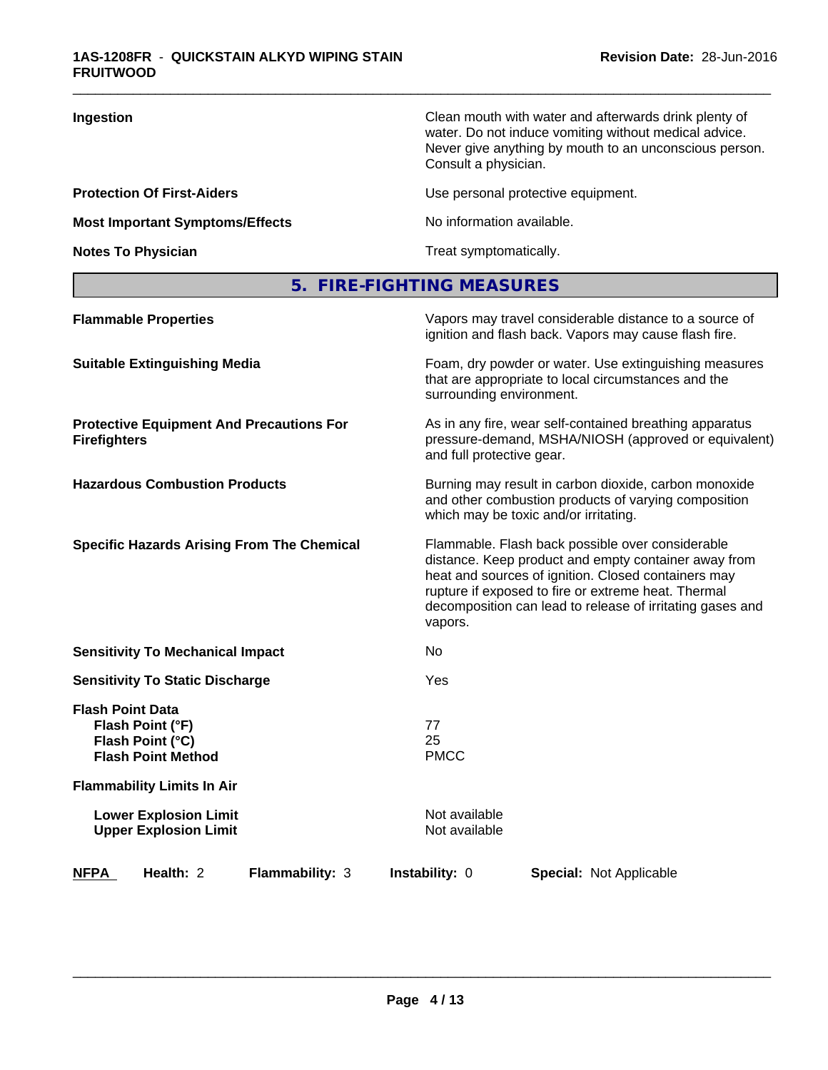| | |
|---|---|
| **Ingestion** | Clean mouth with water and afterwards drink plenty of water. Do not induce vomiting without medical advice. Never give anything by mouth to an unconscious person. Consult a physician. |
| **Protection Of First-Aiders** | Use personal protective equipment. |
| **Most Important Symptoms/Effects** | No information available. |
| **Notes To Physician** | Treat symptomatically. |

## 5. FIRE-FIGHTING MEASURES

| | |
|---|---|
| **Flammable Properties** | Vapors may travel considerable distance to a source of ignition and flash back. Vapors may cause flash fire. |
| **Suitable Extinguishing Media** | Foam, dry powder or water. Use extinguishing measures that are appropriate to local circumstances and the surrounding environment. |
| **Protective Equipment And Precautions For Firefighters** | As in any fire, wear self-contained breathing apparatus pressure-demand, MSHA/NIOSH (approved or equivalent) and full protective gear. |
| **Hazardous Combustion Products** | Burning may result in carbon dioxide, carbon monoxide and other combustion products of varying composition which may be toxic and/or irritating. |
| **Specific Hazards Arising From The Chemical** | Flammable. Flash back possible over considerable distance. Keep product and empty container away from heat and sources of ignition. Closed containers may rupture if exposed to fire or extreme heat. Thermal decomposition can lead to release of irritating gases and vapors. |
| **Sensitivity To Mechanical Impact** | No |
| **Sensitivity To Static Discharge** | Yes |
| **Flash Point Data** | |
| **Flash Point (°F)** | 77 |
| **Flash Point (°C)** | 25 |
| **Flash Point Method** | PMCC |
| **Flammability Limits In Air** | |
| **Lower Explosion Limit** | Not available |
| **Upper Explosion Limit** | Not available |

**NFPA** **Health:** 2 **Flammability:** 3 **Instability:** 0 **Special:** Not Applicable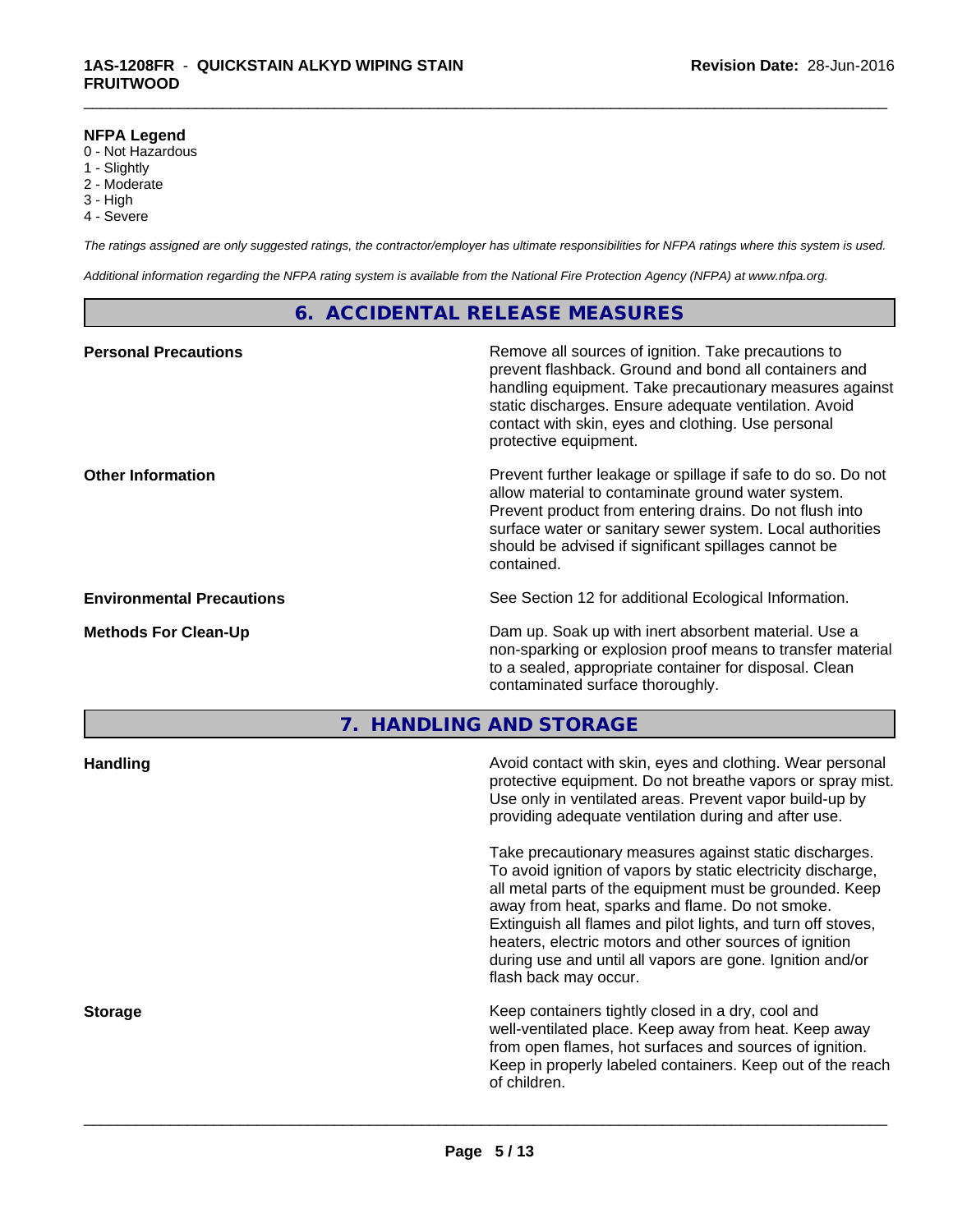**NFPA Legend**
0 - Not Hazardous
1 - Slightly
2 - Moderate
3 - High
4 - Severe

*The ratings assigned are only suggested ratings, the contractor/employer has ultimate responsibilities for NFPA ratings where this system is used.*

*Additional information regarding the NFPA rating system is available from the National Fire Protection Agency (NFPA) at www.nfpa.org.*

## 6. ACCIDENTAL RELEASE MEASURES

**Personal Precautions**

Remove all sources of ignition. Take precautions to prevent flashback. Ground and bond all containers and handling equipment. Take precautionary measures against static discharges. Ensure adequate ventilation. Avoid contact with skin, eyes and clothing. Use personal protective equipment.

**Other Information**

Prevent further leakage or spillage if safe to do so. Do not allow material to contaminate ground water system. Prevent product from entering drains. Do not flush into surface water or sanitary sewer system. Local authorities should be advised if significant spillages cannot be contained.

**Environmental Precautions**

See Section 12 for additional Ecological Information.

**Methods For Clean-Up**

Dam up. Soak up with inert absorbent material. Use a non-sparking or explosion proof means to transfer material to a sealed, appropriate container for disposal. Clean contaminated surface thoroughly.

## 7. HANDLING AND STORAGE

**Handling**

Avoid contact with skin, eyes and clothing. Wear personal protective equipment. Do not breathe vapors or spray mist. Use only in ventilated areas. Prevent vapor build-up by providing adequate ventilation during and after use.

Take precautionary measures against static discharges. To avoid ignition of vapors by static electricity discharge, all metal parts of the equipment must be grounded. Keep away from heat, sparks and flame. Do not smoke. Extinguish all flames and pilot lights, and turn off stoves, heaters, electric motors and other sources of ignition during use and until all vapors are gone. Ignition and/or flash back may occur.

**Storage**

Keep containers tightly closed in a dry, cool and well-ventilated place. Keep away from heat. Keep away from open flames, hot surfaces and sources of ignition. Keep in properly labeled containers. Keep out of the reach of children.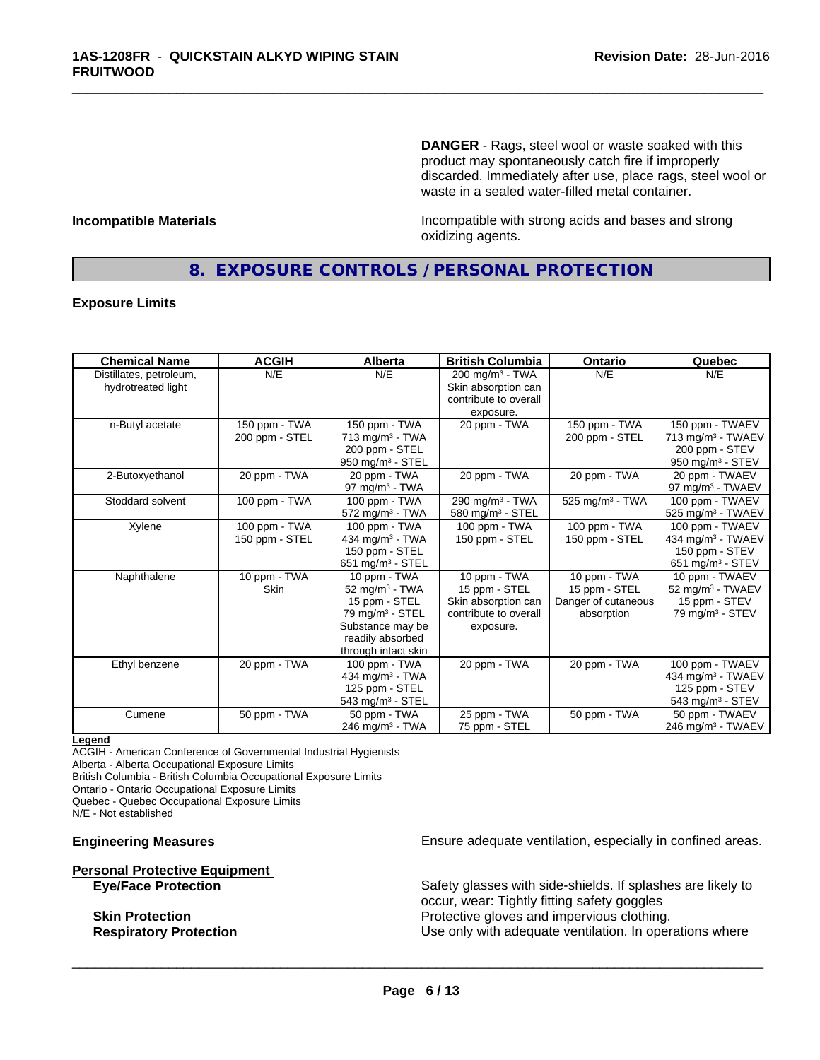**DANGER** - Rags, steel wool or waste soaked with this product may spontaneously catch fire if improperly discarded. Immediately after use, place rags, steel wool or waste in a sealed water-filled metal container.

**Incompatible Materials**

Incompatible with strong acids and bases and strong oxidizing agents.

## 8. EXPOSURE CONTROLS / PERSONAL PROTECTION

**Exposure Limits**

| Chemical Name | ACGIH | Alberta | British Columbia | Ontario | Quebec |
|---|---|---|---|---|---|
| Distillates, petroleum, hydrotreated light | N/E | N/E | 200 mg/m³ - TWA<br>Skin absorption can contribute to overall exposure. | N/E | N/E |
| n-Butyl acetate | 150 ppm - TWA<br>200 ppm - STEL | 150 ppm - TWA<br>713 mg/m³ - TWA<br>200 ppm - STEL<br>950 mg/m³ - STEL | 20 ppm - TWA | 150 ppm - TWA<br>200 ppm - STEL | 150 ppm - TWAEV<br>713 mg/m³ - TWAEV<br>200 ppm - STEV<br>950 mg/m³ - STEV |
| 2-Butoxyethanol | 20 ppm - TWA | 20 ppm - TWA<br>97 mg/m³ - TWA | 20 ppm - TWA | 20 ppm - TWA | 20 ppm - TWAEV<br>97 mg/m³ - TWAEV |
| Stoddard solvent | 100 ppm - TWA | 100 ppm - TWA<br>572 mg/m³ - TWA | 290 mg/m³ - TWA<br>580 mg/m³ - STEL | 525 mg/m³ - TWA | 100 ppm - TWAEV<br>525 mg/m³ - TWAEV |
| Xylene | 100 ppm - TWA<br>150 ppm - STEL | 100 ppm - TWA<br>434 mg/m³ - TWA<br>150 ppm - STEL<br>651 mg/m³ - STEL | 100 ppm - TWA<br>150 ppm - STEL | 100 ppm - TWA<br>150 ppm - STEL | 100 ppm - TWAEV<br>434 mg/m³ - TWAEV<br>150 ppm - STEV<br>651 mg/m³ - STEV |
| Naphthalene | 10 ppm - TWA<br>Skin | 10 ppm - TWA<br>52 mg/m³ - TWA<br>15 ppm - STEL<br>79 mg/m³ - STEL<br>Substance may be readily absorbed through intact skin | 10 ppm - TWA<br>15 ppm - STEL<br>Skin absorption can contribute to overall exposure. | 10 ppm - TWA<br>15 ppm - STEL<br>Danger of cutaneous absorption | 10 ppm - TWAEV<br>52 mg/m³ - TWAEV<br>15 ppm - STEV<br>79 mg/m³ - STEV |
| Ethyl benzene | 20 ppm - TWA | 100 ppm - TWA<br>434 mg/m³ - TWA<br>125 ppm - STEL<br>543 mg/m³ - STEL | 20 ppm - TWA | 20 ppm - TWA | 100 ppm - TWAEV<br>434 mg/m³ - TWAEV<br>125 ppm - STEV<br>543 mg/m³ - STEV |
| Cumene | 50 ppm - TWA | 50 ppm - TWA<br>246 mg/m³ - TWA | 25 ppm - TWA<br>75 ppm - STEL | 50 ppm - TWA | 50 ppm - TWAEV<br>246 mg/m³ - TWAEV |

**Legend**

ACGIH - American Conference of Governmental Industrial Hygienists
Alberta - Alberta Occupational Exposure Limits
British Columbia - British Columbia Occupational Exposure Limits
Ontario - Ontario Occupational Exposure Limits
Quebec - Quebec Occupational Exposure Limits
N/E - Not established

**Engineering Measures**

Ensure adequate ventilation, especially in confined areas.

**Personal Protective Equipment**

**Eye/Face Protection**

Safety glasses with side-shields. If splashes are likely to occur, wear: Tightly fitting safety goggles

**Skin Protection**

Protective gloves and impervious clothing.

**Respiratory Protection**

Use only with adequate ventilation. In operations where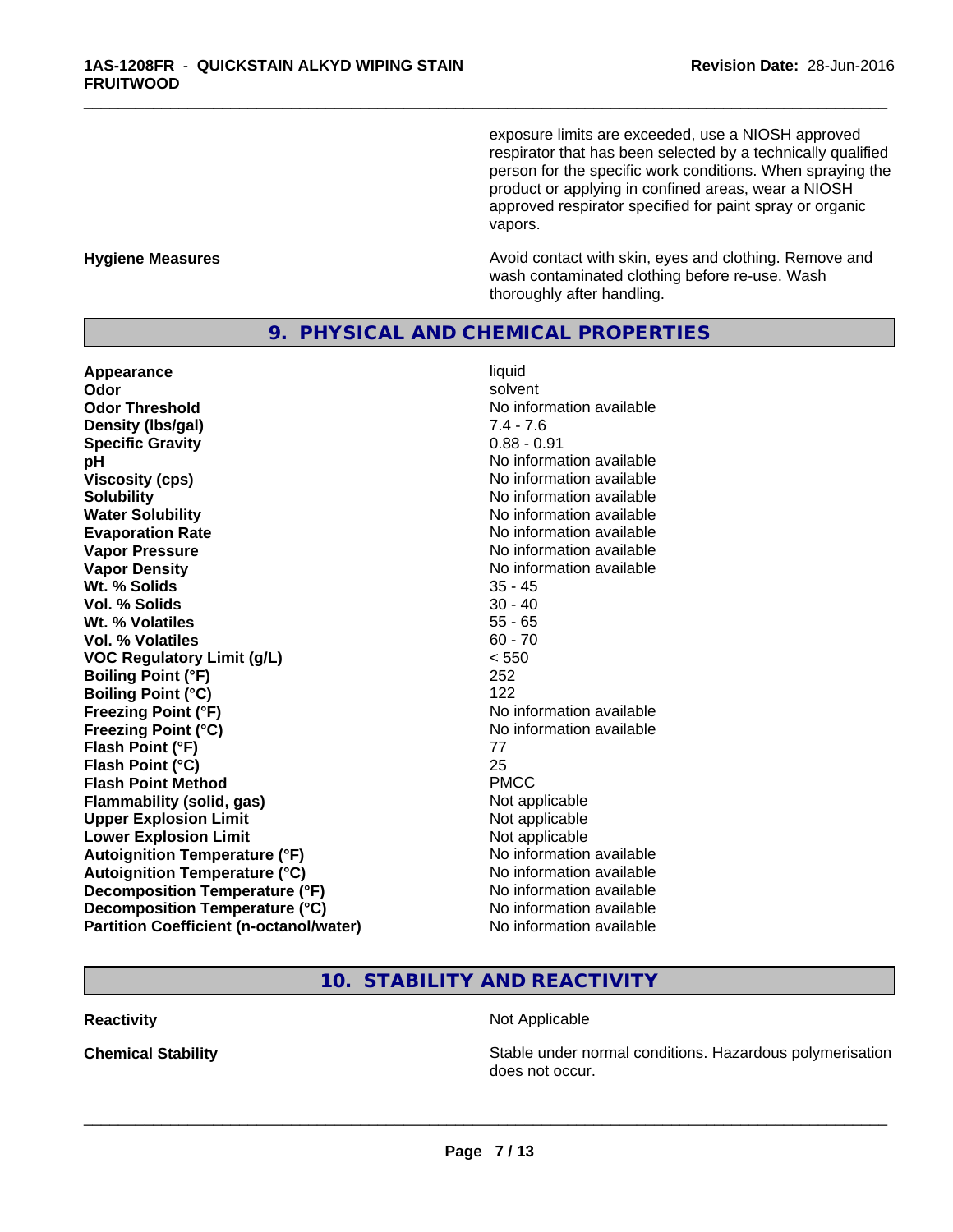exposure limits are exceeded, use a NIOSH approved respirator that has been selected by a technically qualified person for the specific work conditions. When spraying the product or applying in confined areas, wear a NIOSH approved respirator specified for paint spray or organic vapors.

**Hygiene Measures**

Avoid contact with skin, eyes and clothing. Remove and wash contaminated clothing before re-use. Wash thoroughly after handling.

## 9. PHYSICAL AND CHEMICAL PROPERTIES

| Property | Value |
|---|---|
| **Appearance** | liquid |
| **Odor** | solvent |
| **Odor Threshold** | No information available |
| **Density (lbs/gal)** | 7.4 - 7.6 |
| **Specific Gravity** | 0.88 - 0.91 |
| **pH** | No information available |
| **Viscosity (cps)** | No information available |
| **Solubility** | No information available |
| **Water Solubility** | No information available |
| **Evaporation Rate** | No information available |
| **Vapor Pressure** | No information available |
| **Vapor Density** | No information available |
| **Wt. % Solids** | 35 - 45 |
| **Vol. % Solids** | 30 - 40 |
| **Wt. % Volatiles** | 55 - 65 |
| **Vol. % Volatiles** | 60 - 70 |
| **VOC Regulatory Limit (g/L)** | < 550 |
| **Boiling Point (°F)** | 252 |
| **Boiling Point (°C)** | 122 |
| **Freezing Point (°F)** | No information available |
| **Freezing Point (°C)** | No information available |
| **Flash Point (°F)** | 77 |
| **Flash Point (°C)** | 25 |
| **Flash Point Method** | PMCC |
| **Flammability (solid, gas)** | Not applicable |
| **Upper Explosion Limit** | Not applicable |
| **Lower Explosion Limit** | Not applicable |
| **Autoignition Temperature (°F)** | No information available |
| **Autoignition Temperature (°C)** | No information available |
| **Decomposition Temperature (°F)** | No information available |
| **Decomposition Temperature (°C)** | No information available |
| **Partition Coefficient (n-octanol/water)** | No information available |

## 10. STABILITY AND REACTIVITY

**Reactivity**

Not Applicable

**Chemical Stability**

Stable under normal conditions. Hazardous polymerisation does not occur.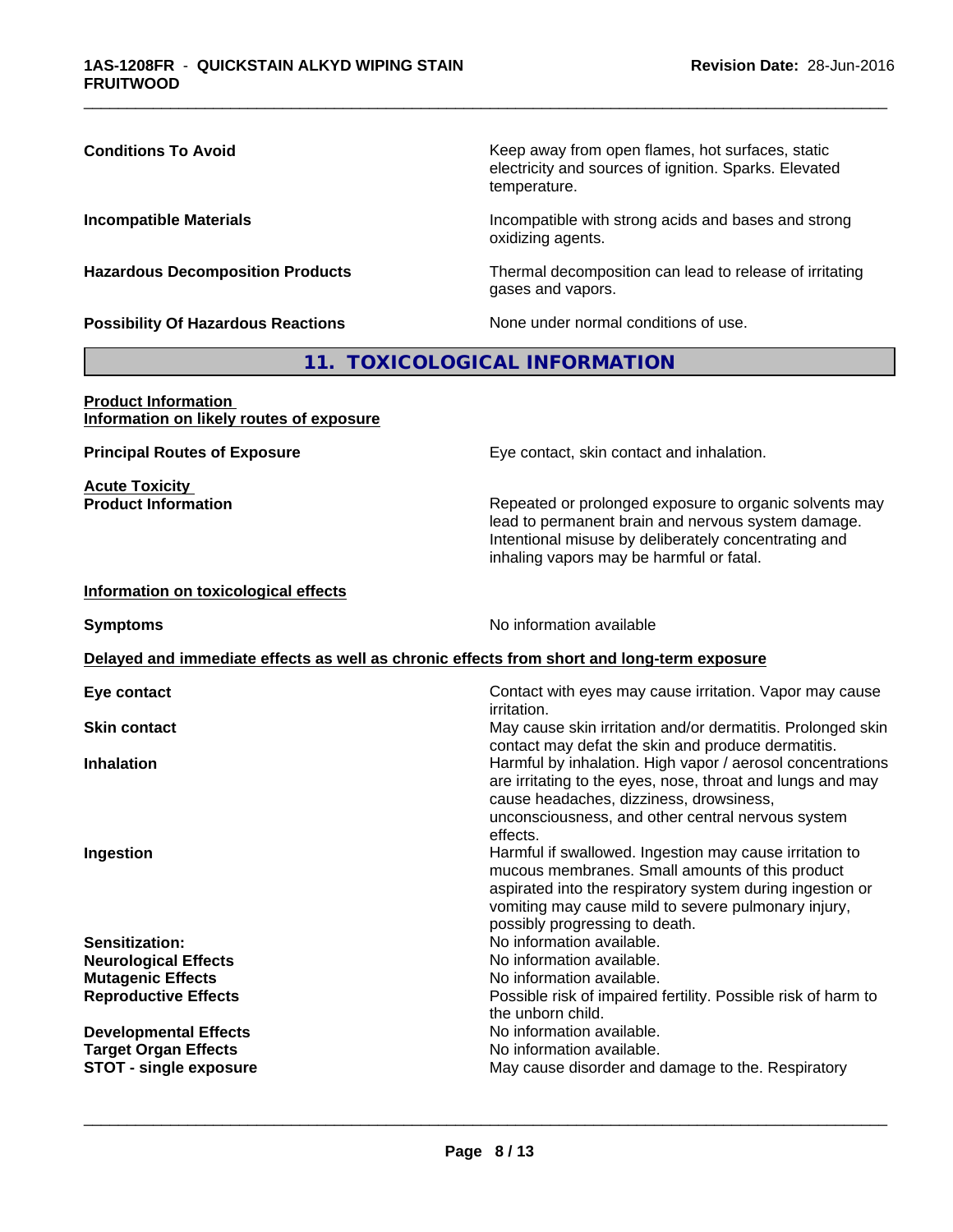| | |
|---|---|
| **Conditions To Avoid** | Keep away from open flames, hot surfaces, static electricity and sources of ignition. Sparks. Elevated temperature. |
| **Incompatible Materials** | Incompatible with strong acids and bases and strong oxidizing agents. |
| **Hazardous Decomposition Products** | Thermal decomposition can lead to release of irritating gases and vapors. |
| **Possibility Of Hazardous Reactions** | None under normal conditions of use. |

## 11. TOXICOLOGICAL INFORMATION

**Product Information**
**Information on likely routes of exposure**

| | |
|---|---|
| **Principal Routes of Exposure** | Eye contact, skin contact and inhalation. |

**Acute Toxicity**

| | |
|---|---|
| **Product Information** | Repeated or prolonged exposure to organic solvents may lead to permanent brain and nervous system damage. Intentional misuse by deliberately concentrating and inhaling vapors may be harmful or fatal. |

**Information on toxicological effects**

| | |
|---|---|
| **Symptoms** | No information available |

**Delayed and immediate effects as well as chronic effects from short and long-term exposure**

| | |
|---|---|
| **Eye contact** | Contact with eyes may cause irritation. Vapor may cause irritation. |
| **Skin contact** | May cause skin irritation and/or dermatitis. Prolonged skin contact may defat the skin and produce dermatitis. |
| **Inhalation** | Harmful by inhalation. High vapor / aerosol concentrations are irritating to the eyes, nose, throat and lungs and may cause headaches, dizziness, drowsiness, unconsciousness, and other central nervous system effects. |
| **Ingestion** | Harmful if swallowed. Ingestion may cause irritation to mucous membranes. Small amounts of this product aspirated into the respiratory system during ingestion or vomiting may cause mild to severe pulmonary injury, possibly progressing to death. |
| **Sensitization:** | No information available. |
| **Neurological Effects** | No information available. |
| **Mutagenic Effects** | No information available. |
| **Reproductive Effects** | Possible risk of impaired fertility. Possible risk of harm to the unborn child. |
| **Developmental Effects** | No information available. |
| **Target Organ Effects** | No information available. |
| **STOT - single exposure** | May cause disorder and damage to the. Respiratory |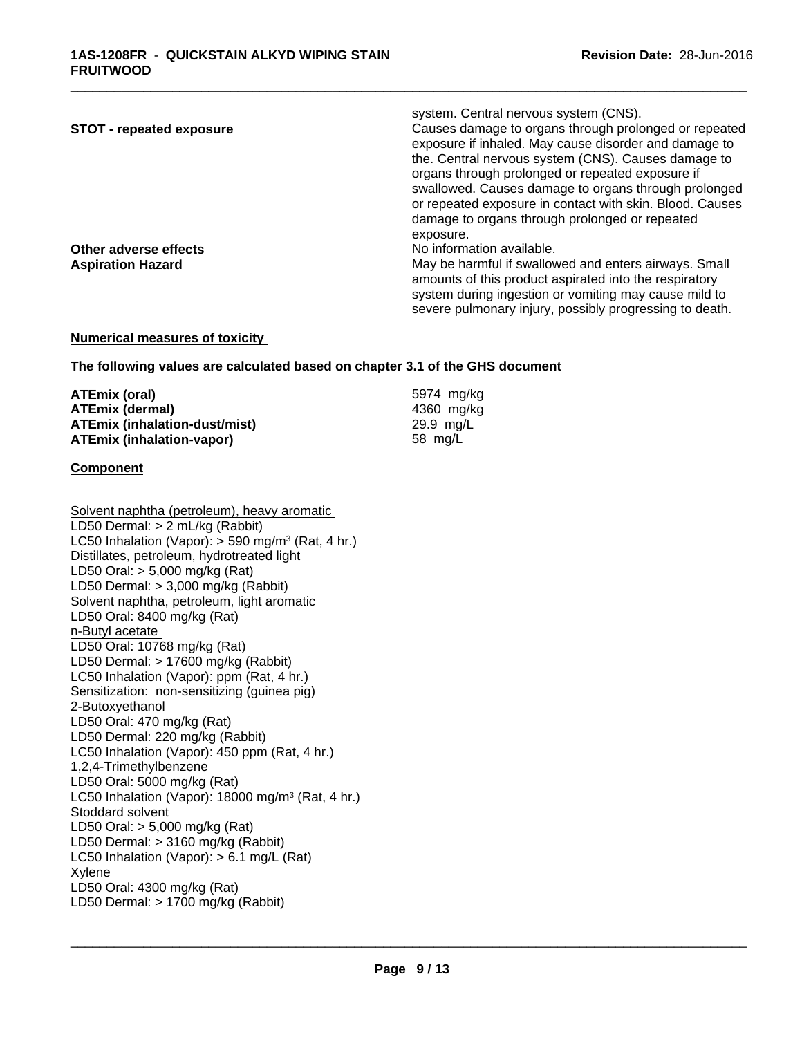| | |
|---|---|
| | system. Central nervous system (CNS). |
| **STOT - repeated exposure** | Causes damage to organs through prolonged or repeated exposure if inhaled. May cause disorder and damage to the. Central nervous system (CNS). Causes damage to organs through prolonged or repeated exposure if swallowed. Causes damage to organs through prolonged or repeated exposure in contact with skin. Blood. Causes damage to organs through prolonged or repeated exposure. |
| **Other adverse effects** | No information available. |
| **Aspiration Hazard** | May be harmful if swallowed and enters airways. Small amounts of this product aspirated into the respiratory system during ingestion or vomiting may cause mild to severe pulmonary injury, possibly progressing to death. |

**Numerical measures of toxicity**

**The following values are calculated based on chapter 3.1 of the GHS document**

| | |
|---|---|
| **ATEmix (oral)** | 5974 mg/kg |
| **ATEmix (dermal)** | 4360 mg/kg |
| **ATEmix (inhalation-dust/mist)** | 29.9 mg/L |
| **ATEmix (inhalation-vapor)** | 58 mg/L |

**Component**

Solvent naphtha (petroleum), heavy aromatic
LD50 Dermal: > 2 mL/kg (Rabbit)
LC50 Inhalation (Vapor): > 590 mg/m³ (Rat, 4 hr.)
Distillates, petroleum, hydrotreated light
LD50 Oral: > 5,000 mg/kg (Rat)
LD50 Dermal: > 3,000 mg/kg (Rabbit)
Solvent naphtha, petroleum, light aromatic
LD50 Oral: 8400 mg/kg (Rat)
n-Butyl acetate
LD50 Oral: 10768 mg/kg (Rat)
LD50 Dermal: > 17600 mg/kg (Rabbit)
LC50 Inhalation (Vapor): ppm (Rat, 4 hr.)
Sensitization: non-sensitizing (guinea pig)
2-Butoxyethanol
LD50 Oral: 470 mg/kg (Rat)
LD50 Dermal: 220 mg/kg (Rabbit)
LC50 Inhalation (Vapor): 450 ppm (Rat, 4 hr.)
1,2,4-Trimethylbenzene
LD50 Oral: 5000 mg/kg (Rat)
LC50 Inhalation (Vapor): 18000 mg/m³ (Rat, 4 hr.)
Stoddard solvent
LD50 Oral: > 5,000 mg/kg (Rat)
LD50 Dermal: > 3160 mg/kg (Rabbit)
LC50 Inhalation (Vapor): > 6.1 mg/L (Rat)
Xylene
LD50 Oral: 4300 mg/kg (Rat)
LD50 Dermal: > 1700 mg/kg (Rabbit)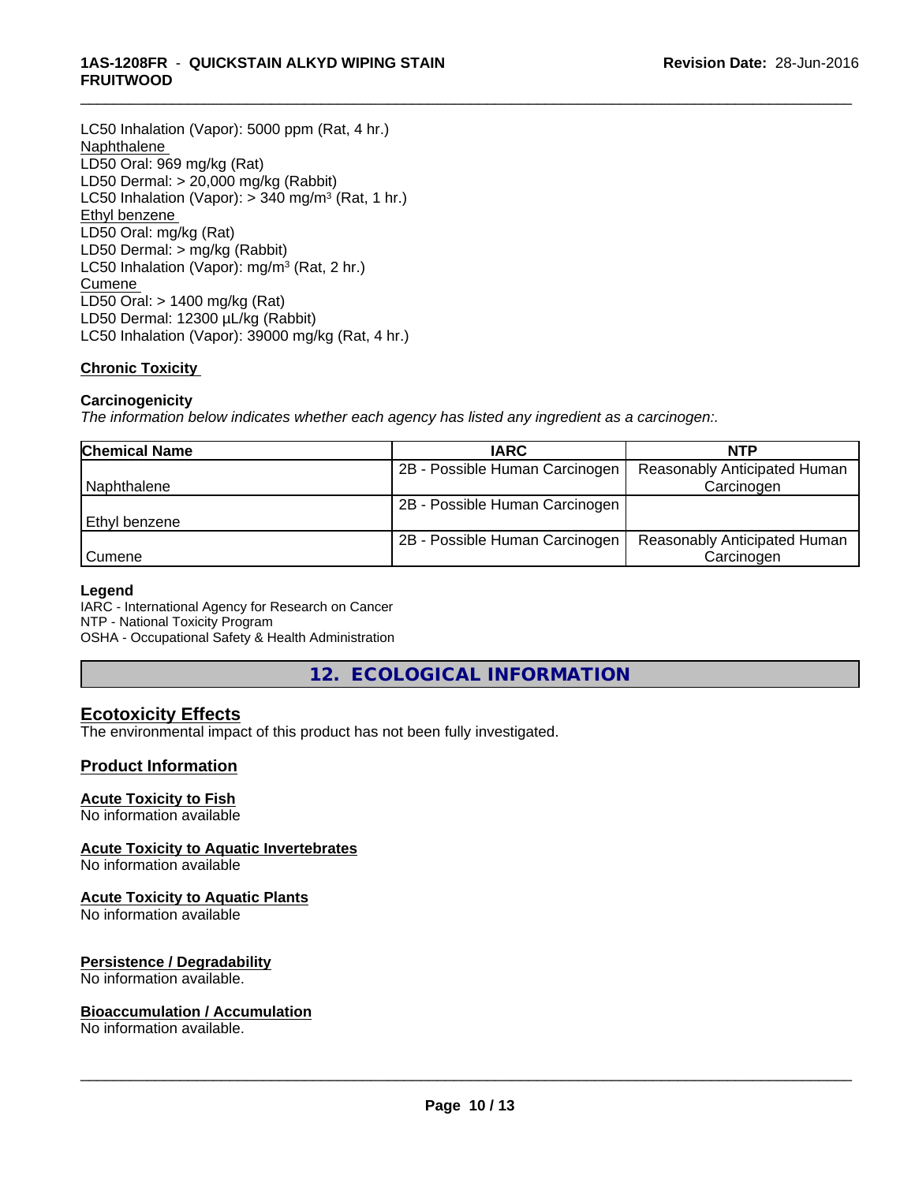LC50 Inhalation (Vapor): 5000 ppm (Rat, 4 hr.)

Naphthalene

LD50 Oral: 969 mg/kg (Rat)

LD50 Dermal: > 20,000 mg/kg (Rabbit)

LC50 Inhalation (Vapor): > 340 mg/m³ (Rat, 1 hr.)

Ethyl benzene

LD50 Oral: mg/kg (Rat)

LD50 Dermal: > mg/kg (Rabbit)

LC50 Inhalation (Vapor): mg/m³ (Rat, 2 hr.)

Cumene

LD50 Oral: > 1400 mg/kg (Rat)

LD50 Dermal: 12300 µL/kg (Rabbit)

LC50 Inhalation (Vapor): 39000 mg/kg (Rat, 4 hr.)

**Chronic Toxicity**

**Carcinogenicity**

*The information below indicates whether each agency has listed any ingredient as a carcinogen:.*

| Chemical Name | IARC | NTP |
| --- | --- | --- |
| Naphthalene | 2B - Possible Human Carcinogen | Reasonably Anticipated Human Carcinogen |
| Ethyl benzene | 2B - Possible Human Carcinogen | |
| Cumene | 2B - Possible Human Carcinogen | Reasonably Anticipated Human Carcinogen |

**Legend**

IARC - International Agency for Research on Cancer

NTP - National Toxicity Program

OSHA - Occupational Safety & Health Administration

## 12. ECOLOGICAL INFORMATION

### Ecotoxicity Effects

The environmental impact of this product has not been fully investigated.

### Product Information

**Acute Toxicity to Fish**

No information available

**Acute Toxicity to Aquatic Invertebrates**

No information available

**Acute Toxicity to Aquatic Plants**

No information available

**Persistence / Degradability**

No information available.

**Bioaccumulation / Accumulation**

No information available.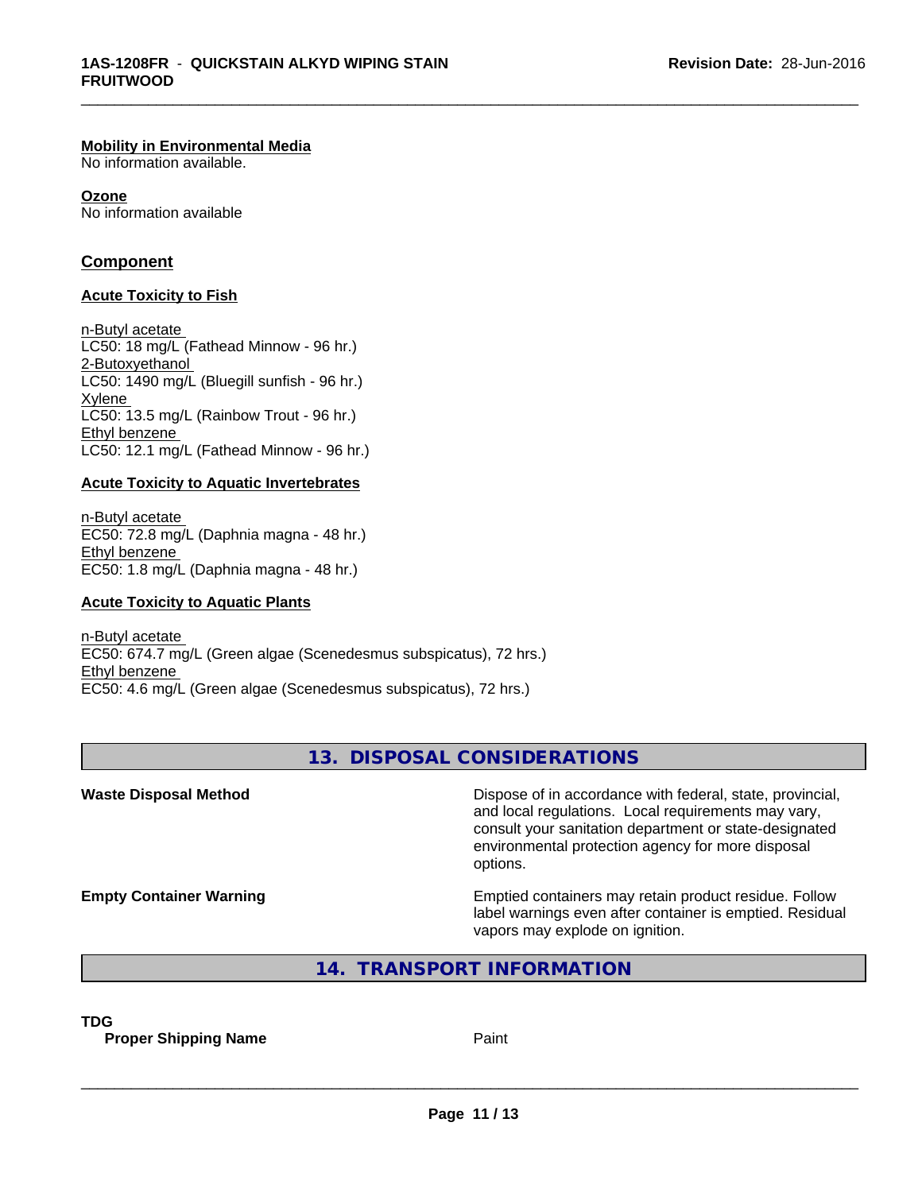**Mobility in Environmental Media**
No information available.

**Ozone**
No information available

## Component

### Acute Toxicity to Fish

n-Butyl acetate
LC50: 18 mg/L (Fathead Minnow - 96 hr.)
2-Butoxyethanol
LC50: 1490 mg/L (Bluegill sunfish - 96 hr.)
Xylene
LC50: 13.5 mg/L (Rainbow Trout - 96 hr.)
Ethyl benzene
LC50: 12.1 mg/L (Fathead Minnow - 96 hr.)

### Acute Toxicity to Aquatic Invertebrates

n-Butyl acetate
EC50: 72.8 mg/L (Daphnia magna - 48 hr.)
Ethyl benzene
EC50: 1.8 mg/L (Daphnia magna - 48 hr.)

### Acute Toxicity to Aquatic Plants

n-Butyl acetate
EC50: 674.7 mg/L (Green algae (Scenedesmus subspicatus), 72 hrs.)
Ethyl benzene
EC50: 4.6 mg/L (Green algae (Scenedesmus subspicatus), 72 hrs.)

## 13. DISPOSAL CONSIDERATIONS

**Waste Disposal Method**: Dispose of in accordance with federal, state, provincial, and local regulations. Local requirements may vary, consult your sanitation department or state-designated environmental protection agency for more disposal options.

**Empty Container Warning**: Emptied containers may retain product residue. Follow label warnings even after container is emptied. Residual vapors may explode on ignition.

## 14. TRANSPORT INFORMATION

**TDG**
**Proper Shipping Name**: Paint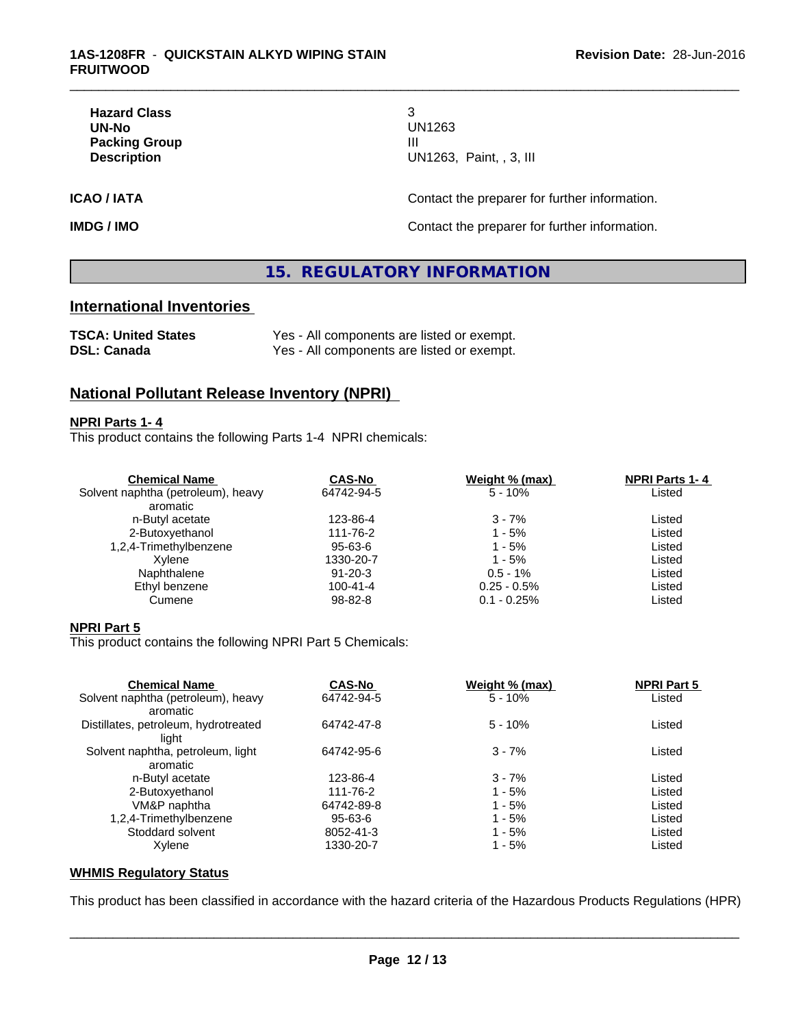| | |
|---|---|
| **Hazard Class** | 3 |
| **UN-No** | UN1263 |
| **Packing Group** | III |
| **Description** | UN1263, Paint, , 3, III |

**ICAO / IATA** Contact the preparer for further information.

**IMDG / IMO** Contact the preparer for further information.

## 15. REGULATORY INFORMATION

### International Inventories

| | |
|---|---|
| **TSCA: United States** | Yes - All components are listed or exempt. |
| **DSL: Canada** | Yes - All components are listed or exempt. |

### National Pollutant Release Inventory (NPRI)

**NPRI Parts 1- 4**

This product contains the following Parts 1-4 NPRI chemicals:

| Chemical Name | CAS-No | Weight % (max) | NPRI Parts 1- 4 |
|---|---|---|---|
| Solvent naphtha (petroleum), heavy aromatic | 64742-94-5 | 5 - 10% | Listed |
| n-Butyl acetate | 123-86-4 | 3 - 7% | Listed |
| 2-Butoxyethanol | 111-76-2 | 1 - 5% | Listed |
| 1,2,4-Trimethylbenzene | 95-63-6 | 1 - 5% | Listed |
| Xylene | 1330-20-7 | 1 - 5% | Listed |
| Naphthalene | 91-20-3 | 0.5 - 1% | Listed |
| Ethyl benzene | 100-41-4 | 0.25 - 0.5% | Listed |
| Cumene | 98-82-8 | 0.1 - 0.25% | Listed |

**NPRI Part 5**

This product contains the following NPRI Part 5 Chemicals:

| Chemical Name | CAS-No | Weight % (max) | NPRI Part 5 |
|---|---|---|---|
| Solvent naphtha (petroleum), heavy aromatic | 64742-94-5 | 5 - 10% | Listed |
| Distillates, petroleum, hydrotreated light | 64742-47-8 | 5 - 10% | Listed |
| Solvent naphtha, petroleum, light aromatic | 64742-95-6 | 3 - 7% | Listed |
| n-Butyl acetate | 123-86-4 | 3 - 7% | Listed |
| 2-Butoxyethanol | 111-76-2 | 1 - 5% | Listed |
| VM&P naphtha | 64742-89-8 | 1 - 5% | Listed |
| 1,2,4-Trimethylbenzene | 95-63-6 | 1 - 5% | Listed |
| Stoddard solvent | 8052-41-3 | 1 - 5% | Listed |
| Xylene | 1330-20-7 | 1 - 5% | Listed |

**WHMIS Regulatory Status**

This product has been classified in accordance with the hazard criteria of the Hazardous Products Regulations (HPR)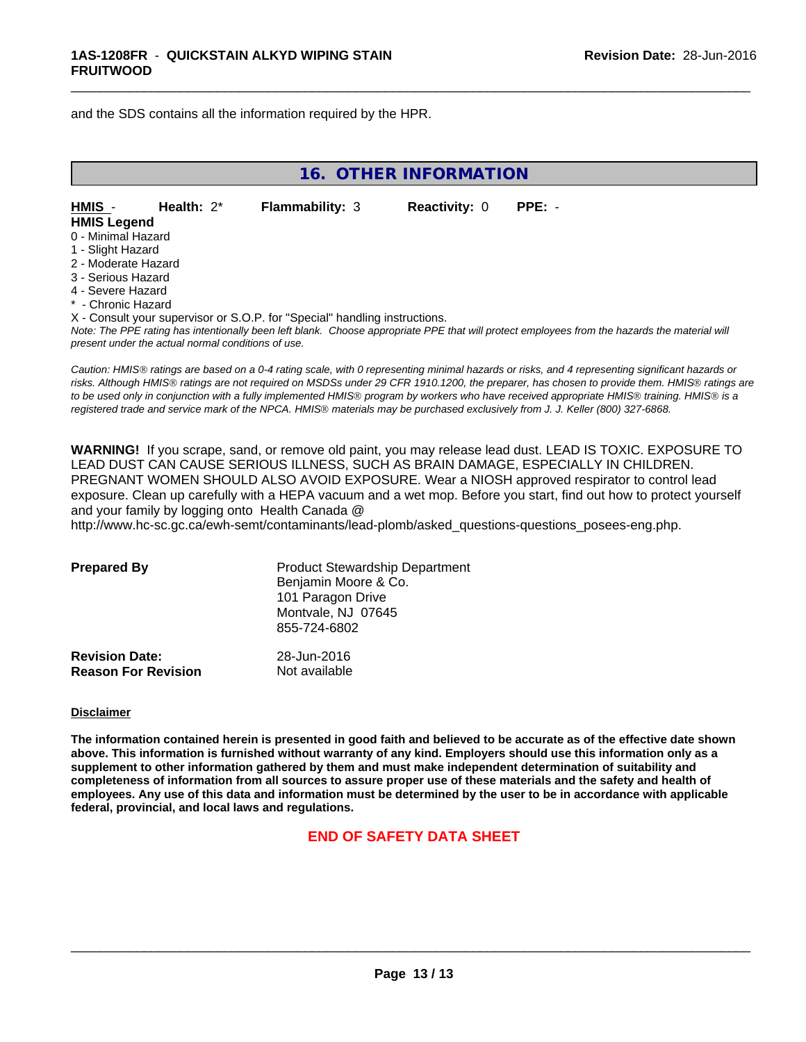and the SDS contains all the information required by the HPR.

## 16. OTHER INFORMATION

| HMIS - | Health: 2* | Flammability: 3 | Reactivity: 0 | PPE: - |
|---|---|---|---|---|

**HMIS Legend**
0 - Minimal Hazard
1 - Slight Hazard
2 - Moderate Hazard
3 - Serious Hazard
4 - Severe Hazard
* - Chronic Hazard
X - Consult your supervisor or S.O.P. for "Special" handling instructions.

*Note: The PPE rating has intentionally been left blank. Choose appropriate PPE that will protect employees from the hazards the material will present under the actual normal conditions of use.*

*Caution: HMIS® ratings are based on a 0-4 rating scale, with 0 representing minimal hazards or risks, and 4 representing significant hazards or risks. Although HMIS® ratings are not required on MSDSs under 29 CFR 1910.1200, the preparer, has chosen to provide them. HMIS® ratings are to be used only in conjunction with a fully implemented HMIS® program by workers who have received appropriate HMIS® training. HMIS® is a registered trade and service mark of the NPCA. HMIS® materials may be purchased exclusively from J. J. Keller (800) 327-6868.*

**WARNING!** If you scrape, sand, or remove old paint, you may release lead dust. LEAD IS TOXIC. EXPOSURE TO LEAD DUST CAN CAUSE SERIOUS ILLNESS, SUCH AS BRAIN DAMAGE, ESPECIALLY IN CHILDREN. PREGNANT WOMEN SHOULD ALSO AVOID EXPOSURE. Wear a NIOSH approved respirator to control lead exposure. Clean up carefully with a HEPA vacuum and a wet mop. Before you start, find out how to protect yourself and your family by logging onto Health Canada @ http://www.hc-sc.gc.ca/ewh-semt/contaminants/lead-plomb/asked_questions-questions_posees-eng.php.

**Prepared By**
Product Stewardship Department
Benjamin Moore & Co.
101 Paragon Drive
Montvale, NJ 07645
855-724-6802

**Revision Date:** 28-Jun-2016
**Reason For Revision** Not available

**Disclaimer**

**The information contained herein is presented in good faith and believed to be accurate as of the effective date shown above. This information is furnished without warranty of any kind. Employers should use this information only as a supplement to other information gathered by them and must make independent determination of suitability and completeness of information from all sources to assure proper use of these materials and the safety and health of employees. Any use of this data and information must be determined by the user to be in accordance with applicable federal, provincial, and local laws and regulations.**

**END OF SAFETY DATA SHEET**